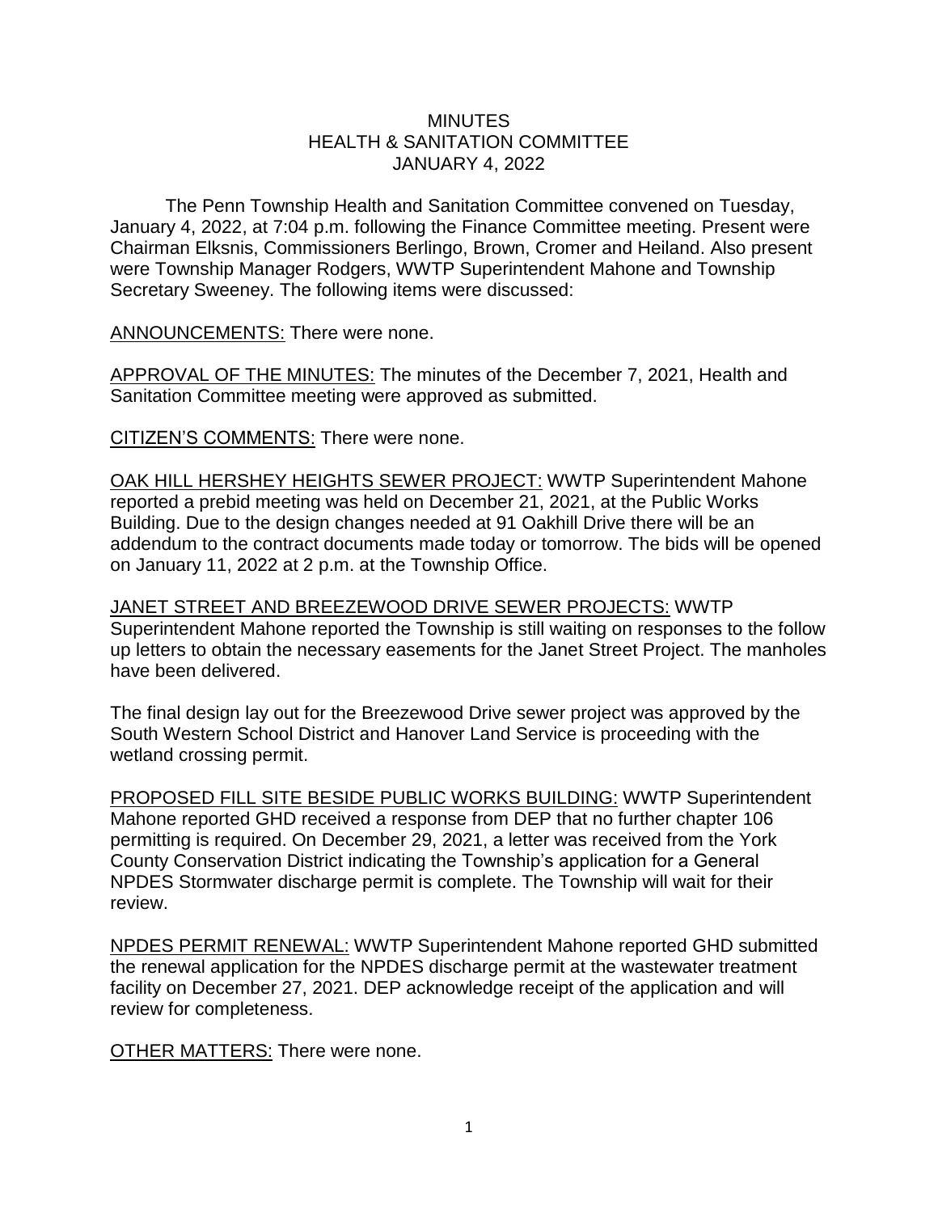# MINUTES
## HEALTH & SANITATION COMMITTEE
### JANUARY 4, 2022

The Penn Township Health and Sanitation Committee convened on Tuesday, January 4, 2022, at 7:04 p.m. following the Finance Committee meeting. Present were Chairman Elksnis, Commissioners Berlingo, Brown, Cromer and Heiland. Also present were Township Manager Rodgers, WWTP Superintendent Mahone and Township Secretary Sweeney. The following items were discussed:

ANNOUNCEMENTS: There were none.

APPROVAL OF THE MINUTES: The minutes of the December 7, 2021, Health and Sanitation Committee meeting were approved as submitted.

CITIZEN'S COMMENTS: There were none.

OAK HILL HERSHEY HEIGHTS SEWER PROJECT: WWTP Superintendent Mahone reported a prebid meeting was held on December 21, 2021, at the Public Works Building. Due to the design changes needed at 91 Oakhill Drive there will be an addendum to the contract documents made today or tomorrow. The bids will be opened on January 11, 2022 at 2 p.m. at the Township Office.

JANET STREET AND BREEZEWOOD DRIVE SEWER PROJECTS: WWTP Superintendent Mahone reported the Township is still waiting on responses to the follow up letters to obtain the necessary easements for the Janet Street Project. The manholes have been delivered.

The final design lay out for the Breezewood Drive sewer project was approved by the South Western School District and Hanover Land Service is proceeding with the wetland crossing permit.

PROPOSED FILL SITE BESIDE PUBLIC WORKS BUILDING: WWTP Superintendent Mahone reported GHD received a response from DEP that no further chapter 106 permitting is required. On December 29, 2021, a letter was received from the York County Conservation District indicating the Township's application for a General NPDES Stormwater discharge permit is complete. The Township will wait for their review.

NPDES PERMIT RENEWAL: WWTP Superintendent Mahone reported GHD submitted the renewal application for the NPDES discharge permit at the wastewater treatment facility on December 27, 2021. DEP acknowledge receipt of the application and will review for completeness.

OTHER MATTERS: There were none.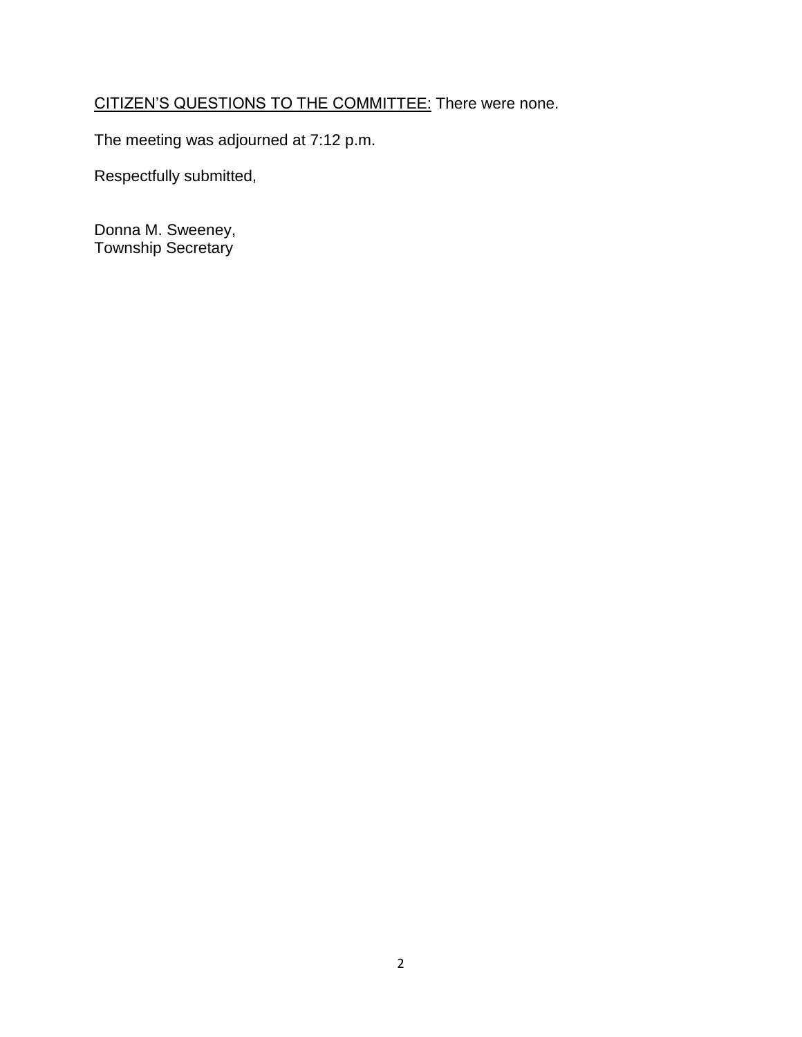<u>CITIZEN'S QUESTIONS TO THE COMMITTEE:</u> There were none.

The meeting was adjourned at 7:12 p.m.

Respectfully submitted,

Donna M. Sweeney,
Township Secretary